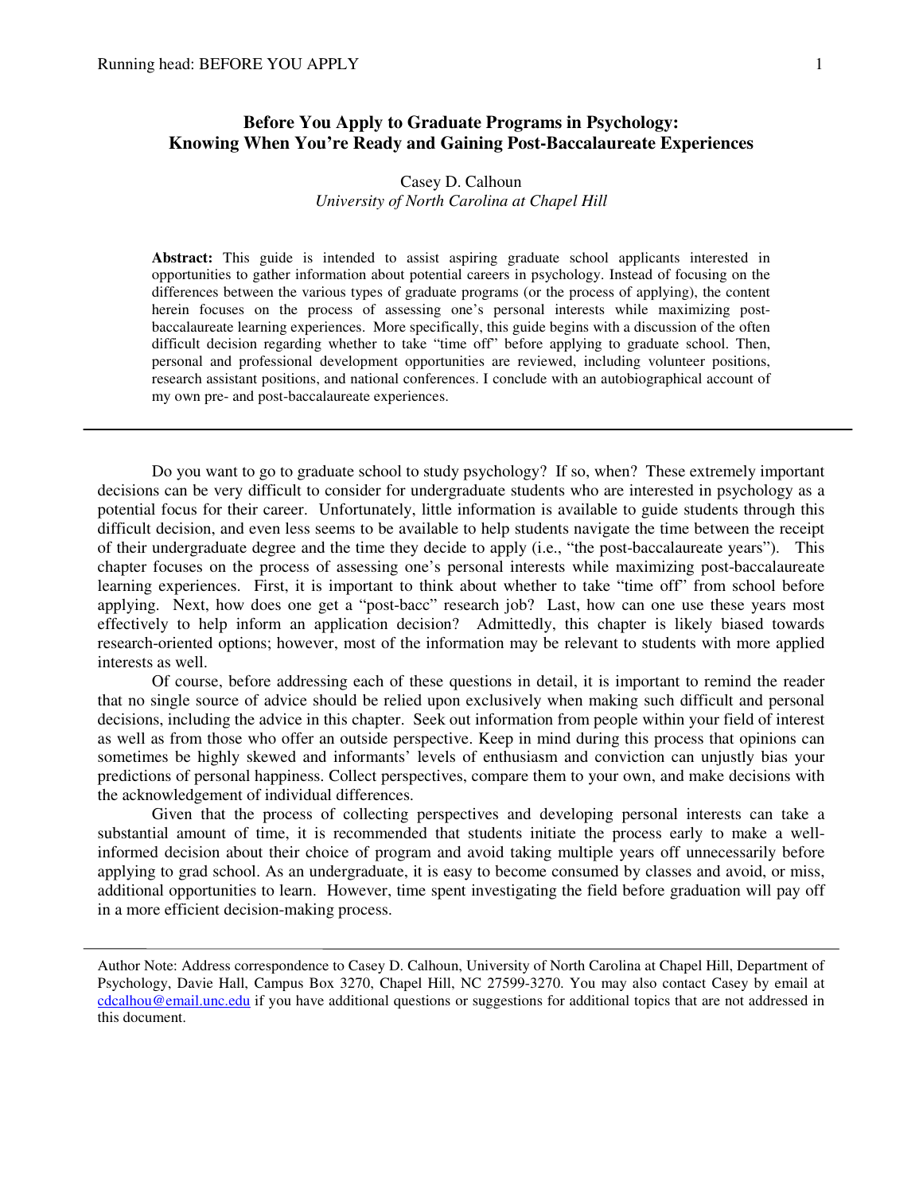# Before You Apply to Graduate Programs in Psychology: Knowing When You're Ready and Gaining Post-Baccalaureate Experiences

Casey D. Calhoun
*University of North Carolina at Chapel Hill*

**Abstract:** This guide is intended to assist aspiring graduate school applicants interested in opportunities to gather information about potential careers in psychology. Instead of focusing on the differences between the various types of graduate programs (or the process of applying), the content herein focuses on the process of assessing one's personal interests while maximizing post-baccalaureate learning experiences. More specifically, this guide begins with a discussion of the often difficult decision regarding whether to take "time off" before applying to graduate school. Then, personal and professional development opportunities are reviewed, including volunteer positions, research assistant positions, and national conferences. I conclude with an autobiographical account of my own pre- and post-baccalaureate experiences.

---

Do you want to go to graduate school to study psychology? If so, when? These extremely important decisions can be very difficult to consider for undergraduate students who are interested in psychology as a potential focus for their career. Unfortunately, little information is available to guide students through this difficult decision, and even less seems to be available to help students navigate the time between the receipt of their undergraduate degree and the time they decide to apply (i.e., "the post-baccalaureate years"). This chapter focuses on the process of assessing one's personal interests while maximizing post-baccalaureate learning experiences. First, it is important to think about whether to take "time off" from school before applying. Next, how does one get a "post-bacc" research job? Last, how can one use these years most effectively to help inform an application decision? Admittedly, this chapter is likely biased towards research-oriented options; however, most of the information may be relevant to students with more applied interests as well.

Of course, before addressing each of these questions in detail, it is important to remind the reader that no single source of advice should be relied upon exclusively when making such difficult and personal decisions, including the advice in this chapter. Seek out information from people within your field of interest as well as from those who offer an outside perspective. Keep in mind during this process that opinions can sometimes be highly skewed and informants' levels of enthusiasm and conviction can unjustly bias your predictions of personal happiness. Collect perspectives, compare them to your own, and make decisions with the acknowledgement of individual differences.

Given that the process of collecting perspectives and developing personal interests can take a substantial amount of time, it is recommended that students initiate the process early to make a well-informed decision about their choice of program and avoid taking multiple years off unnecessarily before applying to grad school. As an undergraduate, it is easy to become consumed by classes and avoid, or miss, additional opportunities to learn. However, time spent investigating the field before graduation will pay off in a more efficient decision-making process.

---

Author Note: Address correspondence to Casey D. Calhoun, University of North Carolina at Chapel Hill, Department of Psychology, Davie Hall, Campus Box 3270, Chapel Hill, NC 27599-3270. You may also contact Casey by email at cdcalhou@email.unc.edu if you have additional questions or suggestions for additional topics that are not addressed in this document.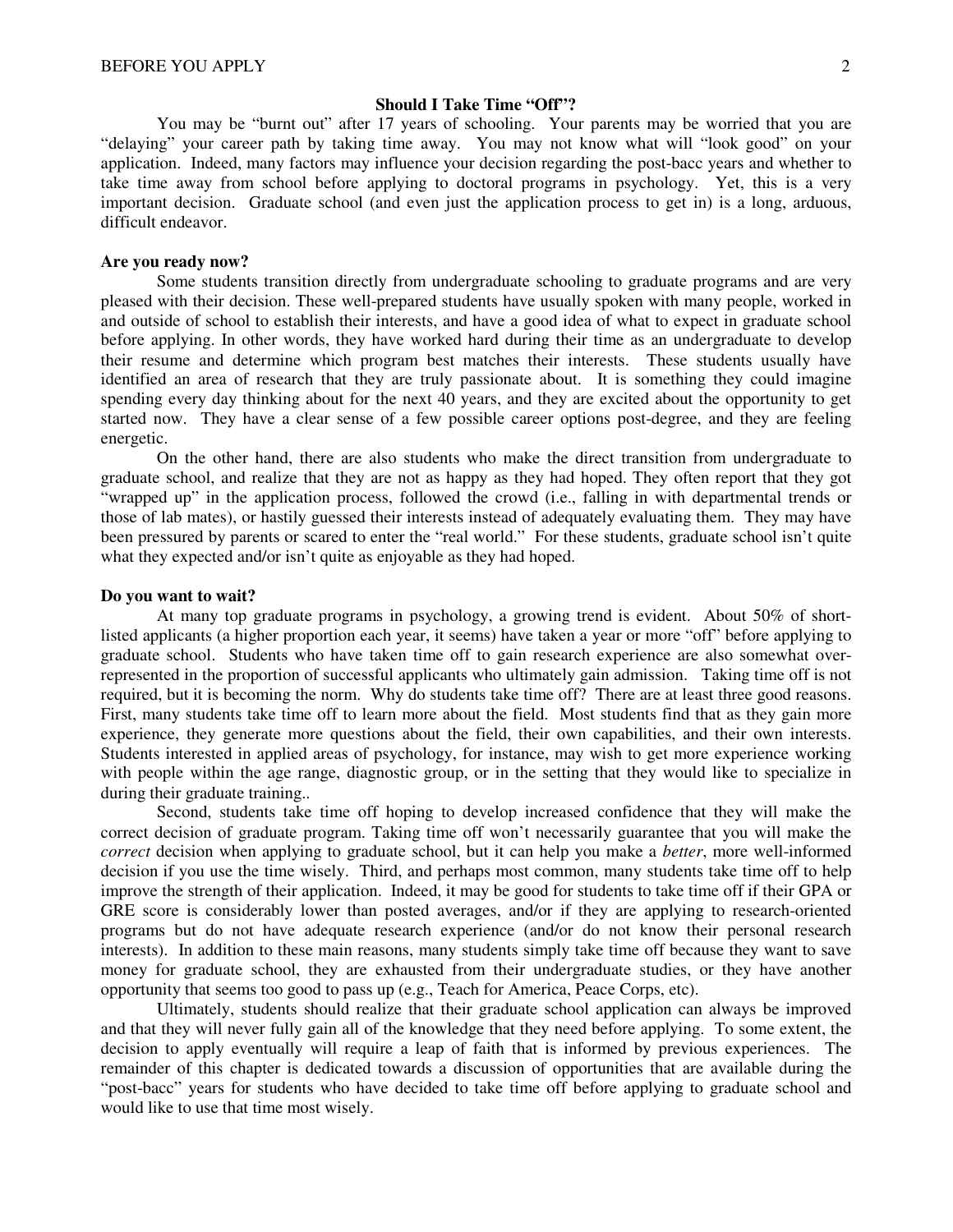## Should I Take Time "Off"?

You may be "burnt out" after 17 years of schooling. Your parents may be worried that you are "delaying" your career path by taking time away. You may not know what will "look good" on your application. Indeed, many factors may influence your decision regarding the post-bacc years and whether to take time away from school before applying to doctoral programs in psychology. Yet, this is a very important decision. Graduate school (and even just the application process to get in) is a long, arduous, difficult endeavor.

### Are you ready now?

Some students transition directly from undergraduate schooling to graduate programs and are very pleased with their decision. These well-prepared students have usually spoken with many people, worked in and outside of school to establish their interests, and have a good idea of what to expect in graduate school before applying. In other words, they have worked hard during their time as an undergraduate to develop their resume and determine which program best matches their interests. These students usually have identified an area of research that they are truly passionate about. It is something they could imagine spending every day thinking about for the next 40 years, and they are excited about the opportunity to get started now. They have a clear sense of a few possible career options post-degree, and they are feeling energetic.

On the other hand, there are also students who make the direct transition from undergraduate to graduate school, and realize that they are not as happy as they had hoped. They often report that they got "wrapped up" in the application process, followed the crowd (i.e., falling in with departmental trends or those of lab mates), or hastily guessed their interests instead of adequately evaluating them. They may have been pressured by parents or scared to enter the "real world." For these students, graduate school isn't quite what they expected and/or isn't quite as enjoyable as they had hoped.

### Do you want to wait?

At many top graduate programs in psychology, a growing trend is evident. About 50% of short-listed applicants (a higher proportion each year, it seems) have taken a year or more "off" before applying to graduate school. Students who have taken time off to gain research experience are also somewhat over-represented in the proportion of successful applicants who ultimately gain admission. Taking time off is not required, but it is becoming the norm. Why do students take time off? There are at least three good reasons. First, many students take time off to learn more about the field. Most students find that as they gain more experience, they generate more questions about the field, their own capabilities, and their own interests. Students interested in applied areas of psychology, for instance, may wish to get more experience working with people within the age range, diagnostic group, or in the setting that they would like to specialize in during their graduate training..

Second, students take time off hoping to develop increased confidence that they will make the correct decision of graduate program. Taking time off won't necessarily guarantee that you will make the *correct* decision when applying to graduate school, but it can help you make a *better*, more well-informed decision if you use the time wisely. Third, and perhaps most common, many students take time off to help improve the strength of their application. Indeed, it may be good for students to take time off if their GPA or GRE score is considerably lower than posted averages, and/or if they are applying to research-oriented programs but do not have adequate research experience (and/or do not know their personal research interests). In addition to these main reasons, many students simply take time off because they want to save money for graduate school, they are exhausted from their undergraduate studies, or they have another opportunity that seems too good to pass up (e.g., Teach for America, Peace Corps, etc).

Ultimately, students should realize that their graduate school application can always be improved and that they will never fully gain all of the knowledge that they need before applying. To some extent, the decision to apply eventually will require a leap of faith that is informed by previous experiences. The remainder of this chapter is dedicated towards a discussion of opportunities that are available during the "post-bacc" years for students who have decided to take time off before applying to graduate school and would like to use that time most wisely.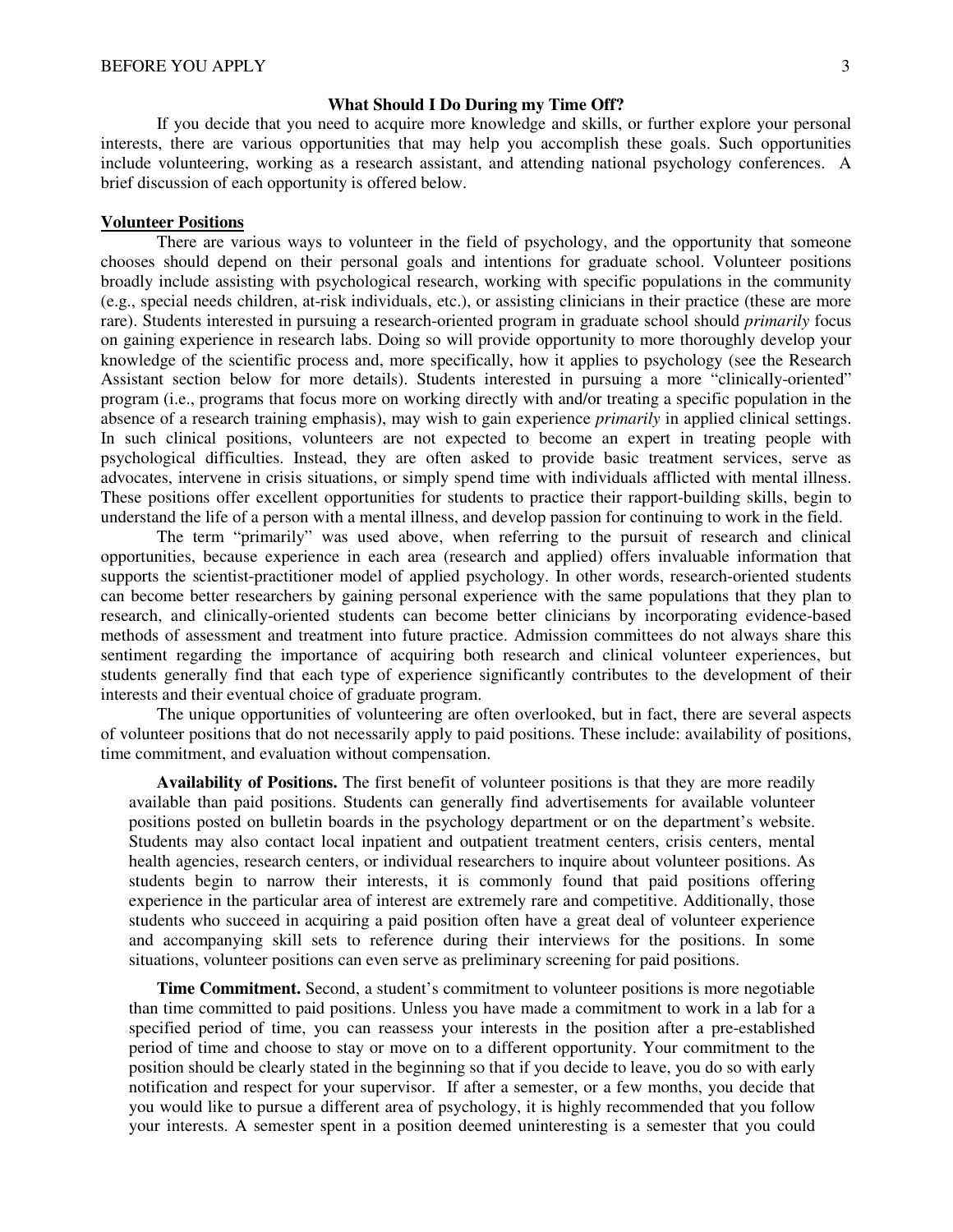## What Should I Do During my Time Off?

If you decide that you need to acquire more knowledge and skills, or further explore your personal interests, there are various opportunities that may help you accomplish these goals. Such opportunities include volunteering, working as a research assistant, and attending national psychology conferences. A brief discussion of each opportunity is offered below.

### Volunteer Positions

There are various ways to volunteer in the field of psychology, and the opportunity that someone chooses should depend on their personal goals and intentions for graduate school. Volunteer positions broadly include assisting with psychological research, working with specific populations in the community (e.g., special needs children, at-risk individuals, etc.), or assisting clinicians in their practice (these are more rare). Students interested in pursuing a research-oriented program in graduate school should *primarily* focus on gaining experience in research labs. Doing so will provide opportunity to more thoroughly develop your knowledge of the scientific process and, more specifically, how it applies to psychology (see the Research Assistant section below for more details). Students interested in pursuing a more "clinically-oriented" program (i.e., programs that focus more on working directly with and/or treating a specific population in the absence of a research training emphasis), may wish to gain experience *primarily* in applied clinical settings. In such clinical positions, volunteers are not expected to become an expert in treating people with psychological difficulties. Instead, they are often asked to provide basic treatment services, serve as advocates, intervene in crisis situations, or simply spend time with individuals afflicted with mental illness. These positions offer excellent opportunities for students to practice their rapport-building skills, begin to understand the life of a person with a mental illness, and develop passion for continuing to work in the field.

The term "primarily" was used above, when referring to the pursuit of research and clinical opportunities, because experience in each area (research and applied) offers invaluable information that supports the scientist-practitioner model of applied psychology. In other words, research-oriented students can become better researchers by gaining personal experience with the same populations that they plan to research, and clinically-oriented students can become better clinicians by incorporating evidence-based methods of assessment and treatment into future practice. Admission committees do not always share this sentiment regarding the importance of acquiring both research and clinical volunteer experiences, but students generally find that each type of experience significantly contributes to the development of their interests and their eventual choice of graduate program.

The unique opportunities of volunteering are often overlooked, but in fact, there are several aspects of volunteer positions that do not necessarily apply to paid positions. These include: availability of positions, time commitment, and evaluation without compensation.

**Availability of Positions.** The first benefit of volunteer positions is that they are more readily available than paid positions. Students can generally find advertisements for available volunteer positions posted on bulletin boards in the psychology department or on the department's website. Students may also contact local inpatient and outpatient treatment centers, crisis centers, mental health agencies, research centers, or individual researchers to inquire about volunteer positions. As students begin to narrow their interests, it is commonly found that paid positions offering experience in the particular area of interest are extremely rare and competitive. Additionally, those students who succeed in acquiring a paid position often have a great deal of volunteer experience and accompanying skill sets to reference during their interviews for the positions. In some situations, volunteer positions can even serve as preliminary screening for paid positions.

**Time Commitment.** Second, a student's commitment to volunteer positions is more negotiable than time committed to paid positions. Unless you have made a commitment to work in a lab for a specified period of time, you can reassess your interests in the position after a pre-established period of time and choose to stay or move on to a different opportunity. Your commitment to the position should be clearly stated in the beginning so that if you decide to leave, you do so with early notification and respect for your supervisor. If after a semester, or a few months, you decide that you would like to pursue a different area of psychology, it is highly recommended that you follow your interests. A semester spent in a position deemed uninteresting is a semester that you could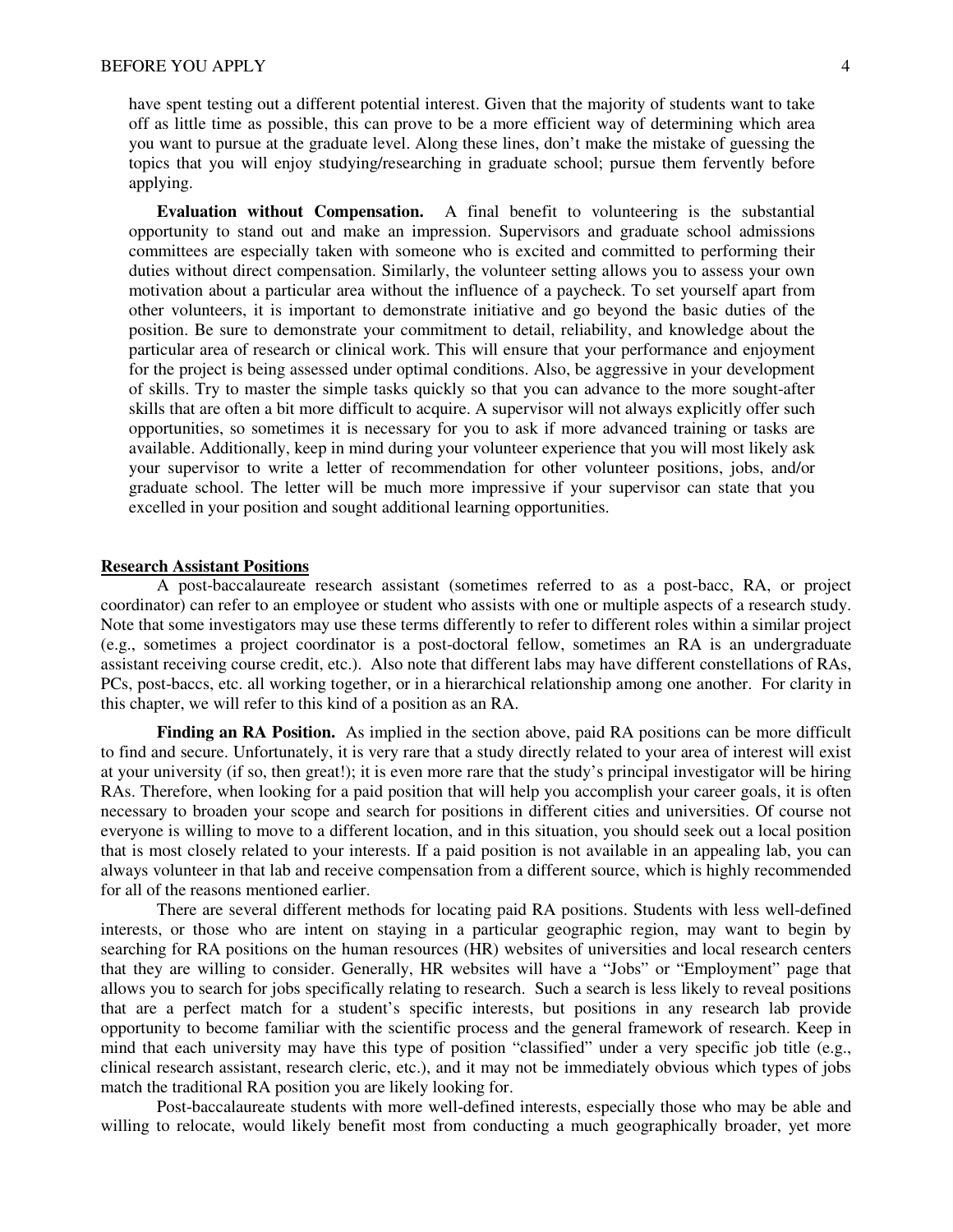have spent testing out a different potential interest. Given that the majority of students want to take off as little time as possible, this can prove to be a more efficient way of determining which area you want to pursue at the graduate level. Along these lines, don't make the mistake of guessing the topics that you will enjoy studying/researching in graduate school; pursue them fervently before applying.

**Evaluation without Compensation.** A final benefit to volunteering is the substantial opportunity to stand out and make an impression. Supervisors and graduate school admissions committees are especially taken with someone who is excited and committed to performing their duties without direct compensation. Similarly, the volunteer setting allows you to assess your own motivation about a particular area without the influence of a paycheck. To set yourself apart from other volunteers, it is important to demonstrate initiative and go beyond the basic duties of the position. Be sure to demonstrate your commitment to detail, reliability, and knowledge about the particular area of research or clinical work. This will ensure that your performance and enjoyment for the project is being assessed under optimal conditions. Also, be aggressive in your development of skills. Try to master the simple tasks quickly so that you can advance to the more sought-after skills that are often a bit more difficult to acquire. A supervisor will not always explicitly offer such opportunities, so sometimes it is necessary for you to ask if more advanced training or tasks are available. Additionally, keep in mind during your volunteer experience that you will most likely ask your supervisor to write a letter of recommendation for other volunteer positions, jobs, and/or graduate school. The letter will be much more impressive if your supervisor can state that you excelled in your position and sought additional learning opportunities.

## Research Assistant Positions

A post-baccalaureate research assistant (sometimes referred to as a post-bacc, RA, or project coordinator) can refer to an employee or student who assists with one or multiple aspects of a research study. Note that some investigators may use these terms differently to refer to different roles within a similar project (e.g., sometimes a project coordinator is a post-doctoral fellow, sometimes an RA is an undergraduate assistant receiving course credit, etc.). Also note that different labs may have different constellations of RAs, PCs, post-baccs, etc. all working together, or in a hierarchical relationship among one another. For clarity in this chapter, we will refer to this kind of a position as an RA.

**Finding an RA Position.** As implied in the section above, paid RA positions can be more difficult to find and secure. Unfortunately, it is very rare that a study directly related to your area of interest will exist at your university (if so, then great!); it is even more rare that the study's principal investigator will be hiring RAs. Therefore, when looking for a paid position that will help you accomplish your career goals, it is often necessary to broaden your scope and search for positions in different cities and universities. Of course not everyone is willing to move to a different location, and in this situation, you should seek out a local position that is most closely related to your interests. If a paid position is not available in an appealing lab, you can always volunteer in that lab and receive compensation from a different source, which is highly recommended for all of the reasons mentioned earlier.

There are several different methods for locating paid RA positions. Students with less well-defined interests, or those who are intent on staying in a particular geographic region, may want to begin by searching for RA positions on the human resources (HR) websites of universities and local research centers that they are willing to consider. Generally, HR websites will have a "Jobs" or "Employment" page that allows you to search for jobs specifically relating to research. Such a search is less likely to reveal positions that are a perfect match for a student's specific interests, but positions in any research lab provide opportunity to become familiar with the scientific process and the general framework of research. Keep in mind that each university may have this type of position "classified" under a very specific job title (e.g., clinical research assistant, research cleric, etc.), and it may not be immediately obvious which types of jobs match the traditional RA position you are likely looking for.

Post-baccalaureate students with more well-defined interests, especially those who may be able and willing to relocate, would likely benefit most from conducting a much geographically broader, yet more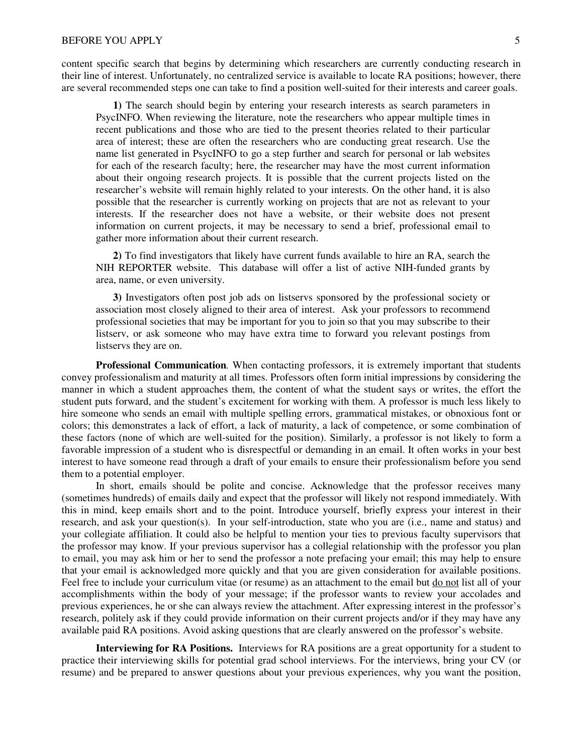content specific search that begins by determining which researchers are currently conducting research in their line of interest. Unfortunately, no centralized service is available to locate RA positions; however, there are several recommended steps one can take to find a position well-suited for their interests and career goals.

> **1)** The search should begin by entering your research interests as search parameters in PsycINFO. When reviewing the literature, note the researchers who appear multiple times in recent publications and those who are tied to the present theories related to their particular area of interest; these are often the researchers who are conducting great research. Use the name list generated in PsycINFO to go a step further and search for personal or lab websites for each of the research faculty; here, the researcher may have the most current information about their ongoing research projects. It is possible that the current projects listed on the researcher's website will remain highly related to your interests. On the other hand, it is also possible that the researcher is currently working on projects that are not as relevant to your interests. If the researcher does not have a website, or their website does not present information on current projects, it may be necessary to send a brief, professional email to gather more information about their current research.
>
> **2)** To find investigators that likely have current funds available to hire an RA, search the NIH REPORTER website. This database will offer a list of active NIH-funded grants by area, name, or even university.
>
> **3)** Investigators often post job ads on listservs sponsored by the professional society or association most closely aligned to their area of interest. Ask your professors to recommend professional societies that may be important for you to join so that you may subscribe to their listserv, or ask someone who may have extra time to forward you relevant postings from listservs they are on.

**Professional Communication**. When contacting professors, it is extremely important that students convey professionalism and maturity at all times. Professors often form initial impressions by considering the manner in which a student approaches them, the content of what the student says or writes, the effort the student puts forward, and the student's excitement for working with them. A professor is much less likely to hire someone who sends an email with multiple spelling errors, grammatical mistakes, or obnoxious font or colors; this demonstrates a lack of effort, a lack of maturity, a lack of competence, or some combination of these factors (none of which are well-suited for the position). Similarly, a professor is not likely to form a favorable impression of a student who is disrespectful or demanding in an email. It often works in your best interest to have someone read through a draft of your emails to ensure their professionalism before you send them to a potential employer.

In short, emails should be polite and concise. Acknowledge that the professor receives many (sometimes hundreds) of emails daily and expect that the professor will likely not respond immediately. With this in mind, keep emails short and to the point. Introduce yourself, briefly express your interest in their research, and ask your question(s). In your self-introduction, state who you are (i.e., name and status) and your collegiate affiliation. It could also be helpful to mention your ties to previous faculty supervisors that the professor may know. If your previous supervisor has a collegial relationship with the professor you plan to email, you may ask him or her to send the professor a note prefacing your email; this may help to ensure that your email is acknowledged more quickly and that you are given consideration for available positions. Feel free to include your curriculum vitae (or resume) as an attachment to the email but <u>do not</u> list all of your accomplishments within the body of your message; if the professor wants to review your accolades and previous experiences, he or she can always review the attachment. After expressing interest in the professor's research, politely ask if they could provide information on their current projects and/or if they may have any available paid RA positions. Avoid asking questions that are clearly answered on the professor's website.

**Interviewing for RA Positions.** Interviews for RA positions are a great opportunity for a student to practice their interviewing skills for potential grad school interviews. For the interviews, bring your CV (or resume) and be prepared to answer questions about your previous experiences, why you want the position,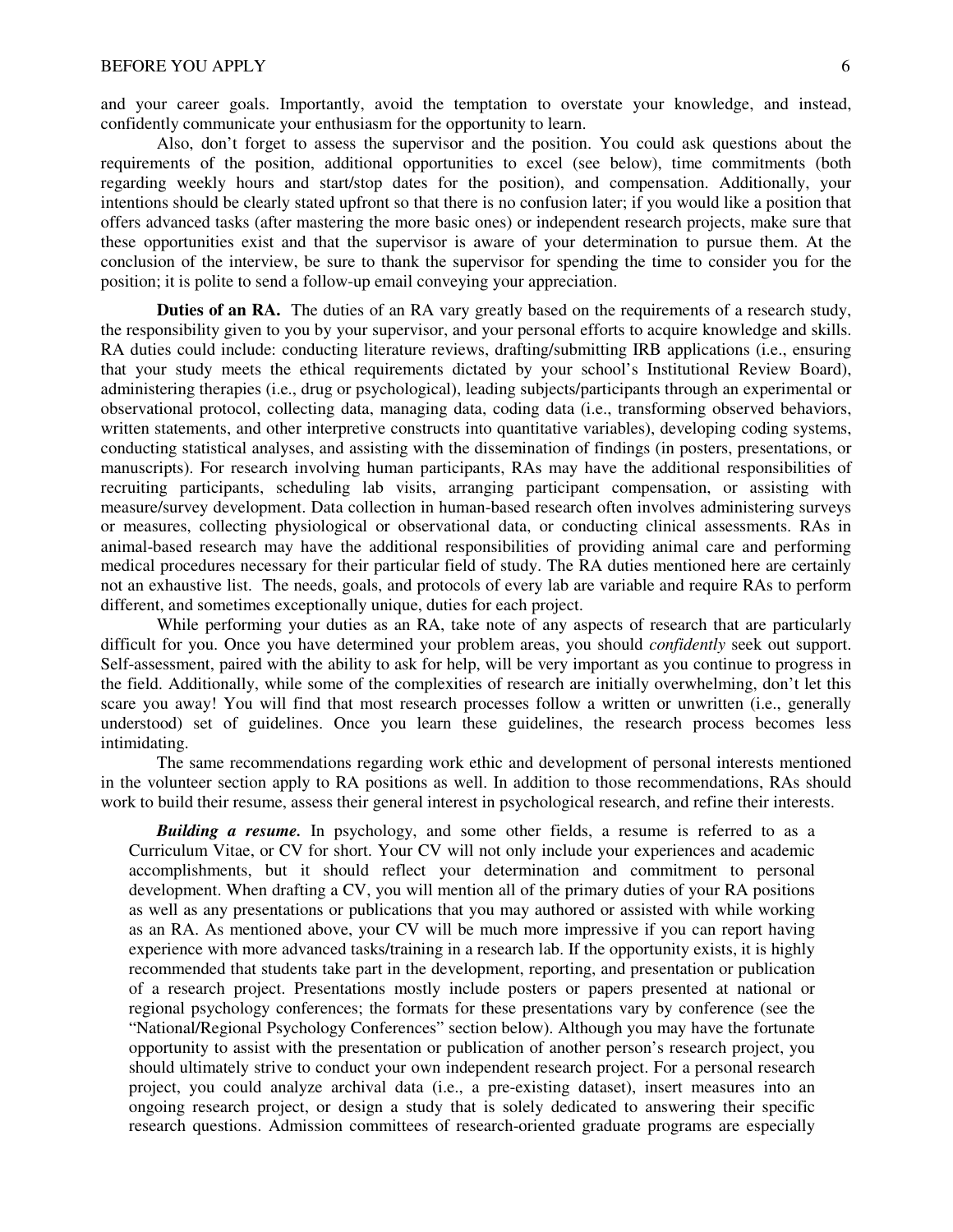and your career goals. Importantly, avoid the temptation to overstate your knowledge, and instead, confidently communicate your enthusiasm for the opportunity to learn.

Also, don't forget to assess the supervisor and the position. You could ask questions about the requirements of the position, additional opportunities to excel (see below), time commitments (both regarding weekly hours and start/stop dates for the position), and compensation. Additionally, your intentions should be clearly stated upfront so that there is no confusion later; if you would like a position that offers advanced tasks (after mastering the more basic ones) or independent research projects, make sure that these opportunities exist and that the supervisor is aware of your determination to pursue them. At the conclusion of the interview, be sure to thank the supervisor for spending the time to consider you for the position; it is polite to send a follow-up email conveying your appreciation.

**Duties of an RA.** The duties of an RA vary greatly based on the requirements of a research study, the responsibility given to you by your supervisor, and your personal efforts to acquire knowledge and skills. RA duties could include: conducting literature reviews, drafting/submitting IRB applications (i.e., ensuring that your study meets the ethical requirements dictated by your school's Institutional Review Board), administering therapies (i.e., drug or psychological), leading subjects/participants through an experimental or observational protocol, collecting data, managing data, coding data (i.e., transforming observed behaviors, written statements, and other interpretive constructs into quantitative variables), developing coding systems, conducting statistical analyses, and assisting with the dissemination of findings (in posters, presentations, or manuscripts). For research involving human participants, RAs may have the additional responsibilities of recruiting participants, scheduling lab visits, arranging participant compensation, or assisting with measure/survey development. Data collection in human-based research often involves administering surveys or measures, collecting physiological or observational data, or conducting clinical assessments. RAs in animal-based research may have the additional responsibilities of providing animal care and performing medical procedures necessary for their particular field of study. The RA duties mentioned here are certainly not an exhaustive list. The needs, goals, and protocols of every lab are variable and require RAs to perform different, and sometimes exceptionally unique, duties for each project.

While performing your duties as an RA, take note of any aspects of research that are particularly difficult for you. Once you have determined your problem areas, you should *confidently* seek out support. Self-assessment, paired with the ability to ask for help, will be very important as you continue to progress in the field. Additionally, while some of the complexities of research are initially overwhelming, don't let this scare you away! You will find that most research processes follow a written or unwritten (i.e., generally understood) set of guidelines. Once you learn these guidelines, the research process becomes less intimidating.

The same recommendations regarding work ethic and development of personal interests mentioned in the volunteer section apply to RA positions as well. In addition to those recommendations, RAs should work to build their resume, assess their general interest in psychological research, and refine their interests.

***Building a resume.*** In psychology, and some other fields, a resume is referred to as a Curriculum Vitae, or CV for short. Your CV will not only include your experiences and academic accomplishments, but it should reflect your determination and commitment to personal development. When drafting a CV, you will mention all of the primary duties of your RA positions as well as any presentations or publications that you may authored or assisted with while working as an RA. As mentioned above, your CV will be much more impressive if you can report having experience with more advanced tasks/training in a research lab. If the opportunity exists, it is highly recommended that students take part in the development, reporting, and presentation or publication of a research project. Presentations mostly include posters or papers presented at national or regional psychology conferences; the formats for these presentations vary by conference (see the "National/Regional Psychology Conferences" section below). Although you may have the fortunate opportunity to assist with the presentation or publication of another person's research project, you should ultimately strive to conduct your own independent research project. For a personal research project, you could analyze archival data (i.e., a pre-existing dataset), insert measures into an ongoing research project, or design a study that is solely dedicated to answering their specific research questions. Admission committees of research-oriented graduate programs are especially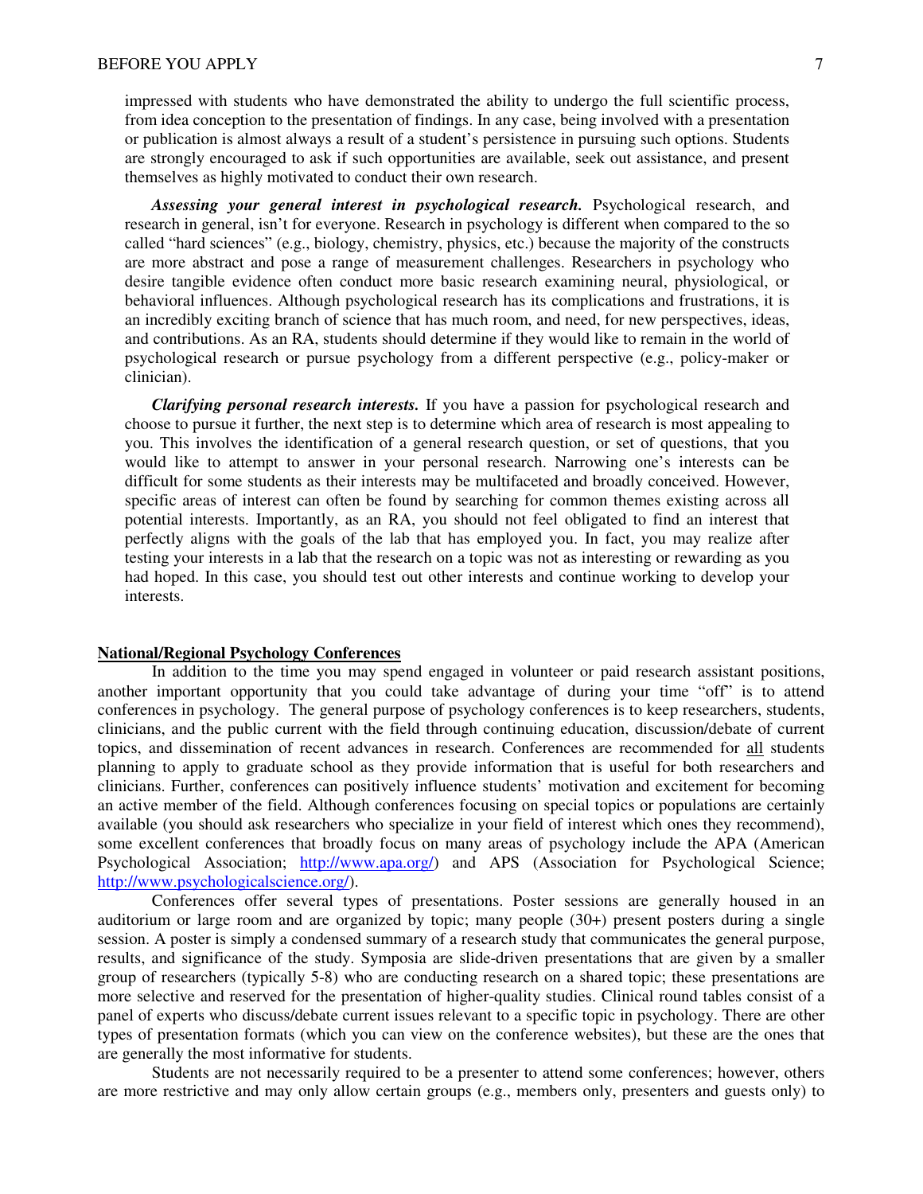impressed with students who have demonstrated the ability to undergo the full scientific process, from idea conception to the presentation of findings. In any case, being involved with a presentation or publication is almost always a result of a student's persistence in pursuing such options. Students are strongly encouraged to ask if such opportunities are available, seek out assistance, and present themselves as highly motivated to conduct their own research.

***Assessing your general interest in psychological research.*** Psychological research, and research in general, isn't for everyone. Research in psychology is different when compared to the so called "hard sciences" (e.g., biology, chemistry, physics, etc.) because the majority of the constructs are more abstract and pose a range of measurement challenges. Researchers in psychology who desire tangible evidence often conduct more basic research examining neural, physiological, or behavioral influences. Although psychological research has its complications and frustrations, it is an incredibly exciting branch of science that has much room, and need, for new perspectives, ideas, and contributions. As an RA, students should determine if they would like to remain in the world of psychological research or pursue psychology from a different perspective (e.g., policy-maker or clinician).

***Clarifying personal research interests.*** If you have a passion for psychological research and choose to pursue it further, the next step is to determine which area of research is most appealing to you. This involves the identification of a general research question, or set of questions, that you would like to attempt to answer in your personal research. Narrowing one's interests can be difficult for some students as their interests may be multifaceted and broadly conceived. However, specific areas of interest can often be found by searching for common themes existing across all potential interests. Importantly, as an RA, you should not feel obligated to find an interest that perfectly aligns with the goals of the lab that has employed you. In fact, you may realize after testing your interests in a lab that the research on a topic was not as interesting or rewarding as you had hoped. In this case, you should test out other interests and continue working to develop your interests.

## National/Regional Psychology Conferences

In addition to the time you may spend engaged in volunteer or paid research assistant positions, another important opportunity that you could take advantage of during your time "off" is to attend conferences in psychology. The general purpose of psychology conferences is to keep researchers, students, clinicians, and the public current with the field through continuing education, discussion/debate of current topics, and dissemination of recent advances in research. Conferences are recommended for all students planning to apply to graduate school as they provide information that is useful for both researchers and clinicians. Further, conferences can positively influence students' motivation and excitement for becoming an active member of the field. Although conferences focusing on special topics or populations are certainly available (you should ask researchers who specialize in your field of interest which ones they recommend), some excellent conferences that broadly focus on many areas of psychology include the APA (American Psychological Association; http://www.apa.org/) and APS (Association for Psychological Science; http://www.psychologicalscience.org/).

Conferences offer several types of presentations. Poster sessions are generally housed in an auditorium or large room and are organized by topic; many people (30+) present posters during a single session. A poster is simply a condensed summary of a research study that communicates the general purpose, results, and significance of the study. Symposia are slide-driven presentations that are given by a smaller group of researchers (typically 5-8) who are conducting research on a shared topic; these presentations are more selective and reserved for the presentation of higher-quality studies. Clinical round tables consist of a panel of experts who discuss/debate current issues relevant to a specific topic in psychology. There are other types of presentation formats (which you can view on the conference websites), but these are the ones that are generally the most informative for students.

Students are not necessarily required to be a presenter to attend some conferences; however, others are more restrictive and may only allow certain groups (e.g., members only, presenters and guests only) to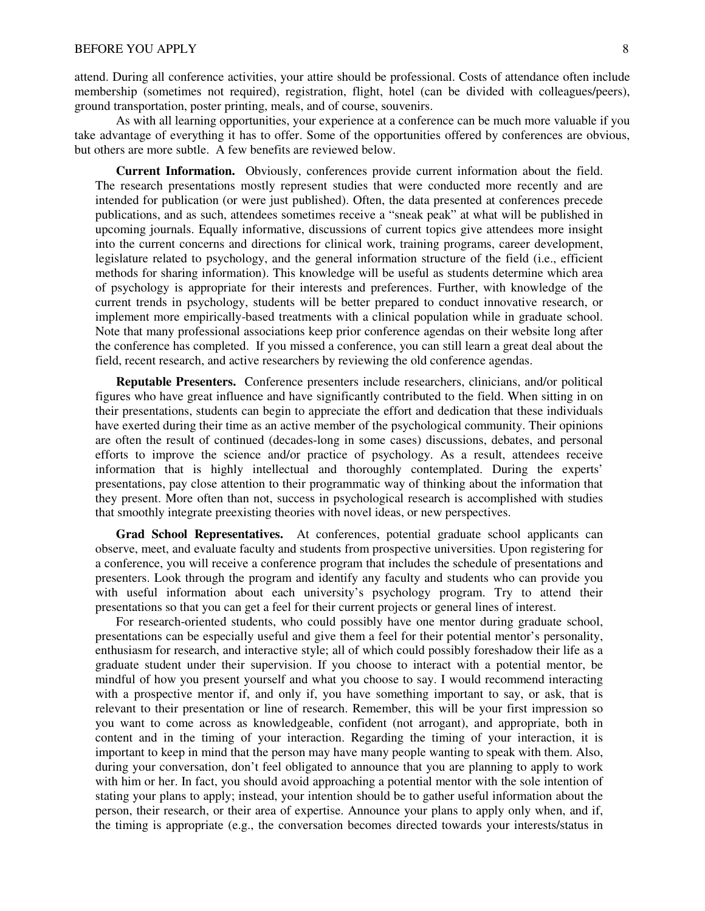attend. During all conference activities, your attire should be professional. Costs of attendance often include membership (sometimes not required), registration, flight, hotel (can be divided with colleagues/peers), ground transportation, poster printing, meals, and of course, souvenirs.

As with all learning opportunities, your experience at a conference can be much more valuable if you take advantage of everything it has to offer. Some of the opportunities offered by conferences are obvious, but others are more subtle. A few benefits are reviewed below.

**Current Information.** Obviously, conferences provide current information about the field. The research presentations mostly represent studies that were conducted more recently and are intended for publication (or were just published). Often, the data presented at conferences precede publications, and as such, attendees sometimes receive a "sneak peak" at what will be published in upcoming journals. Equally informative, discussions of current topics give attendees more insight into the current concerns and directions for clinical work, training programs, career development, legislature related to psychology, and the general information structure of the field (i.e., efficient methods for sharing information). This knowledge will be useful as students determine which area of psychology is appropriate for their interests and preferences. Further, with knowledge of the current trends in psychology, students will be better prepared to conduct innovative research, or implement more empirically-based treatments with a clinical population while in graduate school. Note that many professional associations keep prior conference agendas on their website long after the conference has completed. If you missed a conference, you can still learn a great deal about the field, recent research, and active researchers by reviewing the old conference agendas.

**Reputable Presenters.** Conference presenters include researchers, clinicians, and/or political figures who have great influence and have significantly contributed to the field. When sitting in on their presentations, students can begin to appreciate the effort and dedication that these individuals have exerted during their time as an active member of the psychological community. Their opinions are often the result of continued (decades-long in some cases) discussions, debates, and personal efforts to improve the science and/or practice of psychology. As a result, attendees receive information that is highly intellectual and thoroughly contemplated. During the experts' presentations, pay close attention to their programmatic way of thinking about the information that they present. More often than not, success in psychological research is accomplished with studies that smoothly integrate preexisting theories with novel ideas, or new perspectives.

**Grad School Representatives.** At conferences, potential graduate school applicants can observe, meet, and evaluate faculty and students from prospective universities. Upon registering for a conference, you will receive a conference program that includes the schedule of presentations and presenters. Look through the program and identify any faculty and students who can provide you with useful information about each university's psychology program. Try to attend their presentations so that you can get a feel for their current projects or general lines of interest.

For research-oriented students, who could possibly have one mentor during graduate school, presentations can be especially useful and give them a feel for their potential mentor's personality, enthusiasm for research, and interactive style; all of which could possibly foreshadow their life as a graduate student under their supervision. If you choose to interact with a potential mentor, be mindful of how you present yourself and what you choose to say. I would recommend interacting with a prospective mentor if, and only if, you have something important to say, or ask, that is relevant to their presentation or line of research. Remember, this will be your first impression so you want to come across as knowledgeable, confident (not arrogant), and appropriate, both in content and in the timing of your interaction. Regarding the timing of your interaction, it is important to keep in mind that the person may have many people wanting to speak with them. Also, during your conversation, don't feel obligated to announce that you are planning to apply to work with him or her. In fact, you should avoid approaching a potential mentor with the sole intention of stating your plans to apply; instead, your intention should be to gather useful information about the person, their research, or their area of expertise. Announce your plans to apply only when, and if, the timing is appropriate (e.g., the conversation becomes directed towards your interests/status in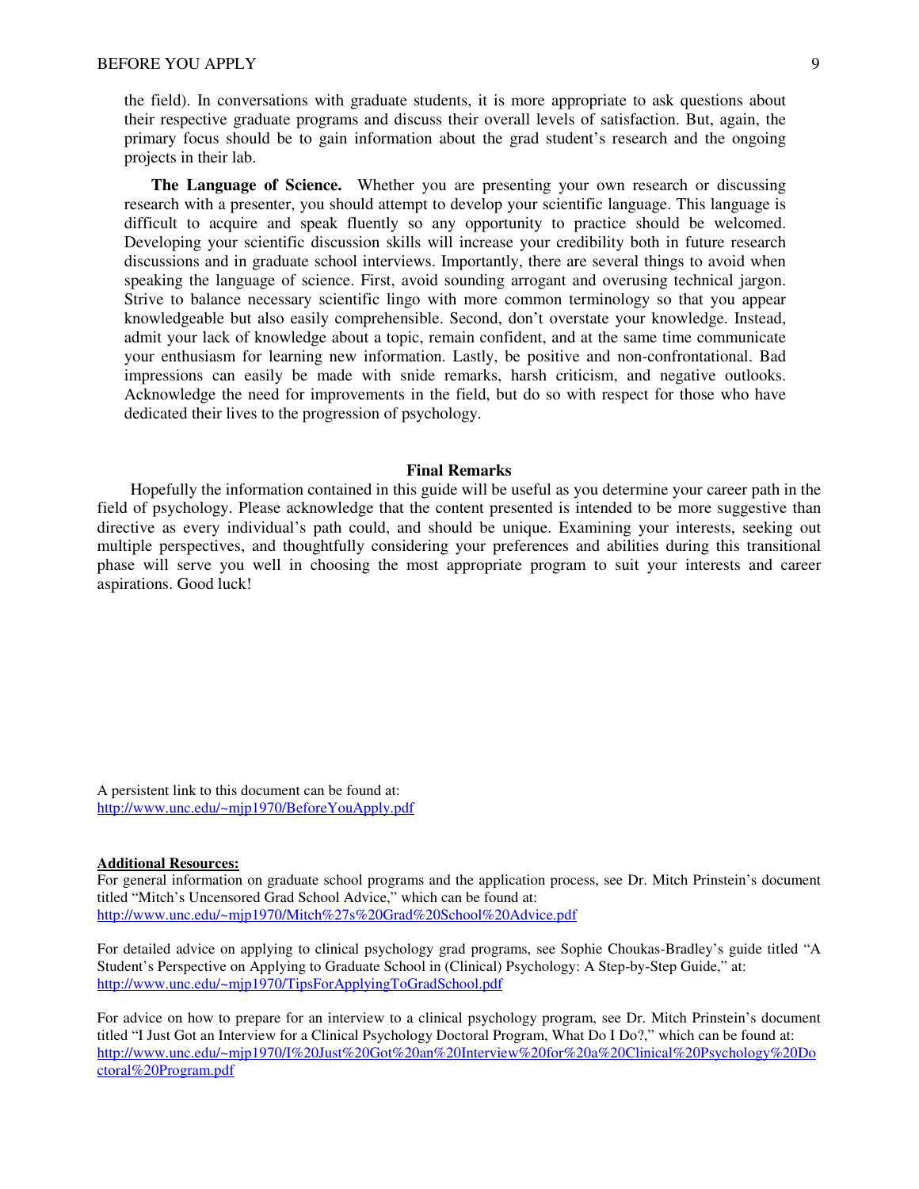the field). In conversations with graduate students, it is more appropriate to ask questions about their respective graduate programs and discuss their overall levels of satisfaction. But, again, the primary focus should be to gain information about the grad student's research and the ongoing projects in their lab.

**The Language of Science.** Whether you are presenting your own research or discussing research with a presenter, you should attempt to develop your scientific language. This language is difficult to acquire and speak fluently so any opportunity to practice should be welcomed. Developing your scientific discussion skills will increase your credibility both in future research discussions and in graduate school interviews. Importantly, there are several things to avoid when speaking the language of science. First, avoid sounding arrogant and overusing technical jargon. Strive to balance necessary scientific lingo with more common terminology so that you appear knowledgeable but also easily comprehensible. Second, don't overstate your knowledge. Instead, admit your lack of knowledge about a topic, remain confident, and at the same time communicate your enthusiasm for learning new information. Lastly, be positive and non-confrontational. Bad impressions can easily be made with snide remarks, harsh criticism, and negative outlooks. Acknowledge the need for improvements in the field, but do so with respect for those who have dedicated their lives to the progression of psychology.

## Final Remarks

Hopefully the information contained in this guide will be useful as you determine your career path in the field of psychology. Please acknowledge that the content presented is intended to be more suggestive than directive as every individual's path could, and should be unique. Examining your interests, seeking out multiple perspectives, and thoughtfully considering your preferences and abilities during this transitional phase will serve you well in choosing the most appropriate program to suit your interests and career aspirations. Good luck!

A persistent link to this document can be found at:
http://www.unc.edu/~mjp1970/BeforeYouApply.pdf

**Additional Resources:**

For general information on graduate school programs and the application process, see Dr. Mitch Prinstein's document titled "Mitch's Uncensored Grad School Advice," which can be found at:
http://www.unc.edu/~mjp1970/Mitch%27s%20Grad%20School%20Advice.pdf

For detailed advice on applying to clinical psychology grad programs, see Sophie Choukas-Bradley's guide titled "A Student's Perspective on Applying to Graduate School in (Clinical) Psychology: A Step-by-Step Guide," at:
http://www.unc.edu/~mjp1970/TipsForApplyingToGradSchool.pdf

For advice on how to prepare for an interview to a clinical psychology program, see Dr. Mitch Prinstein's document titled "I Just Got an Interview for a Clinical Psychology Doctoral Program, What Do I Do?," which can be found at:
http://www.unc.edu/~mjp1970/I%20Just%20Got%20an%20Interview%20for%20a%20Clinical%20Psychology%20Doctoral%20Program.pdf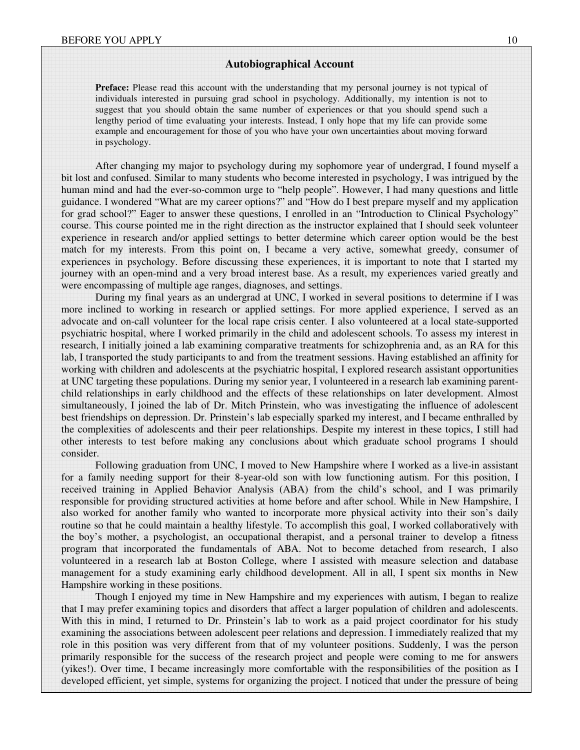### Autobiographical Account

**Preface:** Please read this account with the understanding that my personal journey is not typical of individuals interested in pursuing grad school in psychology. Additionally, my intention is not to suggest that you should obtain the same number of experiences or that you should spend such a lengthy period of time evaluating your interests. Instead, I only hope that my life can provide some example and encouragement for those of you who have your own uncertainties about moving forward in psychology.

After changing my major to psychology during my sophomore year of undergrad, I found myself a bit lost and confused. Similar to many students who become interested in psychology, I was intrigued by the human mind and had the ever-so-common urge to "help people". However, I had many questions and little guidance. I wondered "What are my career options?" and "How do I best prepare myself and my application for grad school?" Eager to answer these questions, I enrolled in an "Introduction to Clinical Psychology" course. This course pointed me in the right direction as the instructor explained that I should seek volunteer experience in research and/or applied settings to better determine which career option would be the best match for my interests. From this point on, I became a very active, somewhat greedy, consumer of experiences in psychology. Before discussing these experiences, it is important to note that I started my journey with an open-mind and a very broad interest base. As a result, my experiences varied greatly and were encompassing of multiple age ranges, diagnoses, and settings.

During my final years as an undergrad at UNC, I worked in several positions to determine if I was more inclined to working in research or applied settings. For more applied experience, I served as an advocate and on-call volunteer for the local rape crisis center. I also volunteered at a local state-supported psychiatric hospital, where I worked primarily in the child and adolescent schools. To assess my interest in research, I initially joined a lab examining comparative treatments for schizophrenia and, as an RA for this lab, I transported the study participants to and from the treatment sessions. Having established an affinity for working with children and adolescents at the psychiatric hospital, I explored research assistant opportunities at UNC targeting these populations. During my senior year, I volunteered in a research lab examining parent-child relationships in early childhood and the effects of these relationships on later development. Almost simultaneously, I joined the lab of Dr. Mitch Prinstein, who was investigating the influence of adolescent best friendships on depression. Dr. Prinstein's lab especially sparked my interest, and I became enthralled by the complexities of adolescents and their peer relationships. Despite my interest in these topics, I still had other interests to test before making any conclusions about which graduate school programs I should consider.

Following graduation from UNC, I moved to New Hampshire where I worked as a live-in assistant for a family needing support for their 8-year-old son with low functioning autism. For this position, I received training in Applied Behavior Analysis (ABA) from the child's school, and I was primarily responsible for providing structured activities at home before and after school. While in New Hampshire, I also worked for another family who wanted to incorporate more physical activity into their son's daily routine so that he could maintain a healthy lifestyle. To accomplish this goal, I worked collaboratively with the boy's mother, a psychologist, an occupational therapist, and a personal trainer to develop a fitness program that incorporated the fundamentals of ABA. Not to become detached from research, I also volunteered in a research lab at Boston College, where I assisted with measure selection and database management for a study examining early childhood development. All in all, I spent six months in New Hampshire working in these positions.

Though I enjoyed my time in New Hampshire and my experiences with autism, I began to realize that I may prefer examining topics and disorders that affect a larger population of children and adolescents. With this in mind, I returned to Dr. Prinstein's lab to work as a paid project coordinator for his study examining the associations between adolescent peer relations and depression. I immediately realized that my role in this position was very different from that of my volunteer positions. Suddenly, I was the person primarily responsible for the success of the research project and people were coming to me for answers (yikes!). Over time, I became increasingly more comfortable with the responsibilities of the position as I developed efficient, yet simple, systems for organizing the project. I noticed that under the pressure of being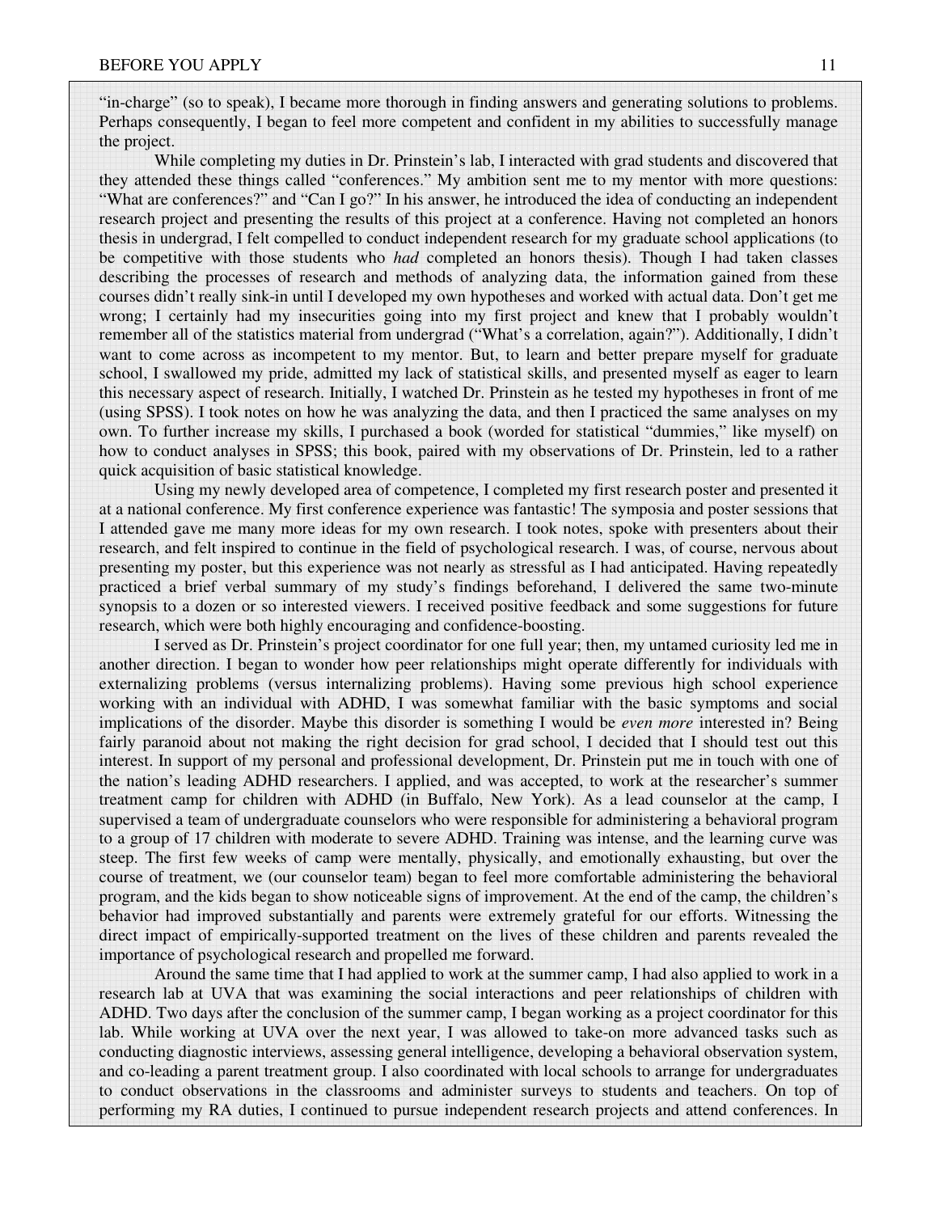"in-charge" (so to speak), I became more thorough in finding answers and generating solutions to problems. Perhaps consequently, I began to feel more competent and confident in my abilities to successfully manage the project.

While completing my duties in Dr. Prinstein's lab, I interacted with grad students and discovered that they attended these things called "conferences." My ambition sent me to my mentor with more questions: "What are conferences?" and "Can I go?" In his answer, he introduced the idea of conducting an independent research project and presenting the results of this project at a conference. Having not completed an honors thesis in undergrad, I felt compelled to conduct independent research for my graduate school applications (to be competitive with those students who *had* completed an honors thesis). Though I had taken classes describing the processes of research and methods of analyzing data, the information gained from these courses didn't really sink-in until I developed my own hypotheses and worked with actual data. Don't get me wrong; I certainly had my insecurities going into my first project and knew that I probably wouldn't remember all of the statistics material from undergrad ("What's a correlation, again?"). Additionally, I didn't want to come across as incompetent to my mentor. But, to learn and better prepare myself for graduate school, I swallowed my pride, admitted my lack of statistical skills, and presented myself as eager to learn this necessary aspect of research. Initially, I watched Dr. Prinstein as he tested my hypotheses in front of me (using SPSS). I took notes on how he was analyzing the data, and then I practiced the same analyses on my own. To further increase my skills, I purchased a book (worded for statistical "dummies," like myself) on how to conduct analyses in SPSS; this book, paired with my observations of Dr. Prinstein, led to a rather quick acquisition of basic statistical knowledge.

Using my newly developed area of competence, I completed my first research poster and presented it at a national conference. My first conference experience was fantastic! The symposia and poster sessions that I attended gave me many more ideas for my own research. I took notes, spoke with presenters about their research, and felt inspired to continue in the field of psychological research. I was, of course, nervous about presenting my poster, but this experience was not nearly as stressful as I had anticipated. Having repeatedly practiced a brief verbal summary of my study's findings beforehand, I delivered the same two-minute synopsis to a dozen or so interested viewers. I received positive feedback and some suggestions for future research, which were both highly encouraging and confidence-boosting.

I served as Dr. Prinstein's project coordinator for one full year; then, my untamed curiosity led me in another direction. I began to wonder how peer relationships might operate differently for individuals with externalizing problems (versus internalizing problems). Having some previous high school experience working with an individual with ADHD, I was somewhat familiar with the basic symptoms and social implications of the disorder. Maybe this disorder is something I would be *even more* interested in? Being fairly paranoid about not making the right decision for grad school, I decided that I should test out this interest. In support of my personal and professional development, Dr. Prinstein put me in touch with one of the nation's leading ADHD researchers. I applied, and was accepted, to work at the researcher's summer treatment camp for children with ADHD (in Buffalo, New York). As a lead counselor at the camp, I supervised a team of undergraduate counselors who were responsible for administering a behavioral program to a group of 17 children with moderate to severe ADHD. Training was intense, and the learning curve was steep. The first few weeks of camp were mentally, physically, and emotionally exhausting, but over the course of treatment, we (our counselor team) began to feel more comfortable administering the behavioral program, and the kids began to show noticeable signs of improvement. At the end of the camp, the children's behavior had improved substantially and parents were extremely grateful for our efforts. Witnessing the direct impact of empirically-supported treatment on the lives of these children and parents revealed the importance of psychological research and propelled me forward.

Around the same time that I had applied to work at the summer camp, I had also applied to work in a research lab at UVA that was examining the social interactions and peer relationships of children with ADHD. Two days after the conclusion of the summer camp, I began working as a project coordinator for this lab. While working at UVA over the next year, I was allowed to take-on more advanced tasks such as conducting diagnostic interviews, assessing general intelligence, developing a behavioral observation system, and co-leading a parent treatment group. I also coordinated with local schools to arrange for undergraduates to conduct observations in the classrooms and administer surveys to students and teachers. On top of performing my RA duties, I continued to pursue independent research projects and attend conferences. In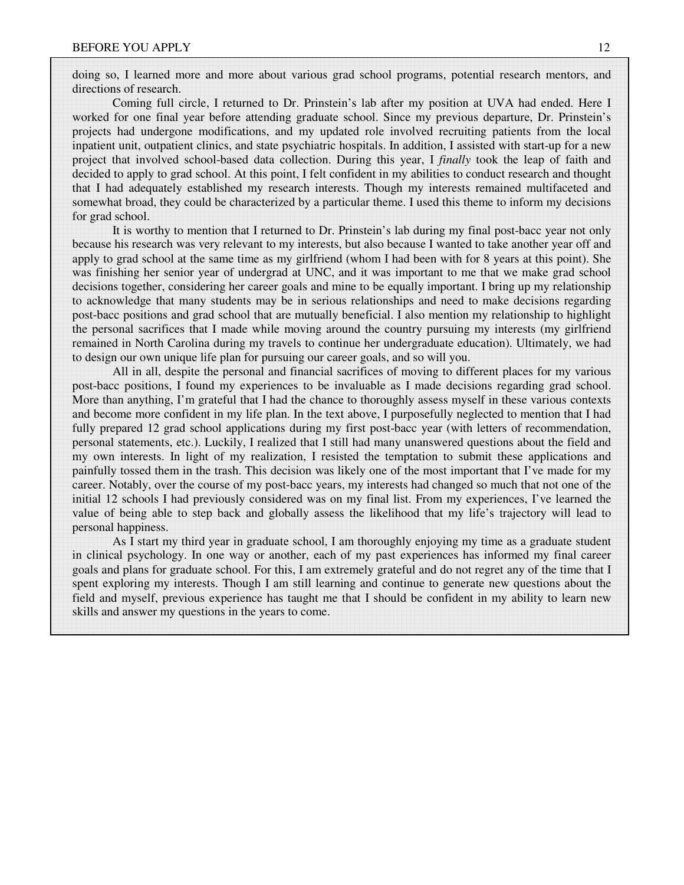doing so, I learned more and more about various grad school programs, potential research mentors, and directions of research.

Coming full circle, I returned to Dr. Prinstein's lab after my position at UVA had ended. Here I worked for one final year before attending graduate school. Since my previous departure, Dr. Prinstein's projects had undergone modifications, and my updated role involved recruiting patients from the local inpatient unit, outpatient clinics, and state psychiatric hospitals. In addition, I assisted with start-up for a new project that involved school-based data collection. During this year, I *finally* took the leap of faith and decided to apply to grad school. At this point, I felt confident in my abilities to conduct research and thought that I had adequately established my research interests. Though my interests remained multifaceted and somewhat broad, they could be characterized by a particular theme. I used this theme to inform my decisions for grad school.

It is worthy to mention that I returned to Dr. Prinstein's lab during my final post-bacc year not only because his research was very relevant to my interests, but also because I wanted to take another year off and apply to grad school at the same time as my girlfriend (whom I had been with for 8 years at this point). She was finishing her senior year of undergrad at UNC, and it was important to me that we make grad school decisions together, considering her career goals and mine to be equally important. I bring up my relationship to acknowledge that many students may be in serious relationships and need to make decisions regarding post-bacc positions and grad school that are mutually beneficial. I also mention my relationship to highlight the personal sacrifices that I made while moving around the country pursuing my interests (my girlfriend remained in North Carolina during my travels to continue her undergraduate education). Ultimately, we had to design our own unique life plan for pursuing our career goals, and so will you.

All in all, despite the personal and financial sacrifices of moving to different places for my various post-bacc positions, I found my experiences to be invaluable as I made decisions regarding grad school. More than anything, I'm grateful that I had the chance to thoroughly assess myself in these various contexts and become more confident in my life plan. In the text above, I purposefully neglected to mention that I had fully prepared 12 grad school applications during my first post-bacc year (with letters of recommendation, personal statements, etc.). Luckily, I realized that I still had many unanswered questions about the field and my own interests. In light of my realization, I resisted the temptation to submit these applications and painfully tossed them in the trash. This decision was likely one of the most important that I've made for my career. Notably, over the course of my post-bacc years, my interests had changed so much that not one of the initial 12 schools I had previously considered was on my final list. From my experiences, I've learned the value of being able to step back and globally assess the likelihood that my life's trajectory will lead to personal happiness.

As I start my third year in graduate school, I am thoroughly enjoying my time as a graduate student in clinical psychology. In one way or another, each of my past experiences has informed my final career goals and plans for graduate school. For this, I am extremely grateful and do not regret any of the time that I spent exploring my interests. Though I am still learning and continue to generate new questions about the field and myself, previous experience has taught me that I should be confident in my ability to learn new skills and answer my questions in the years to come.